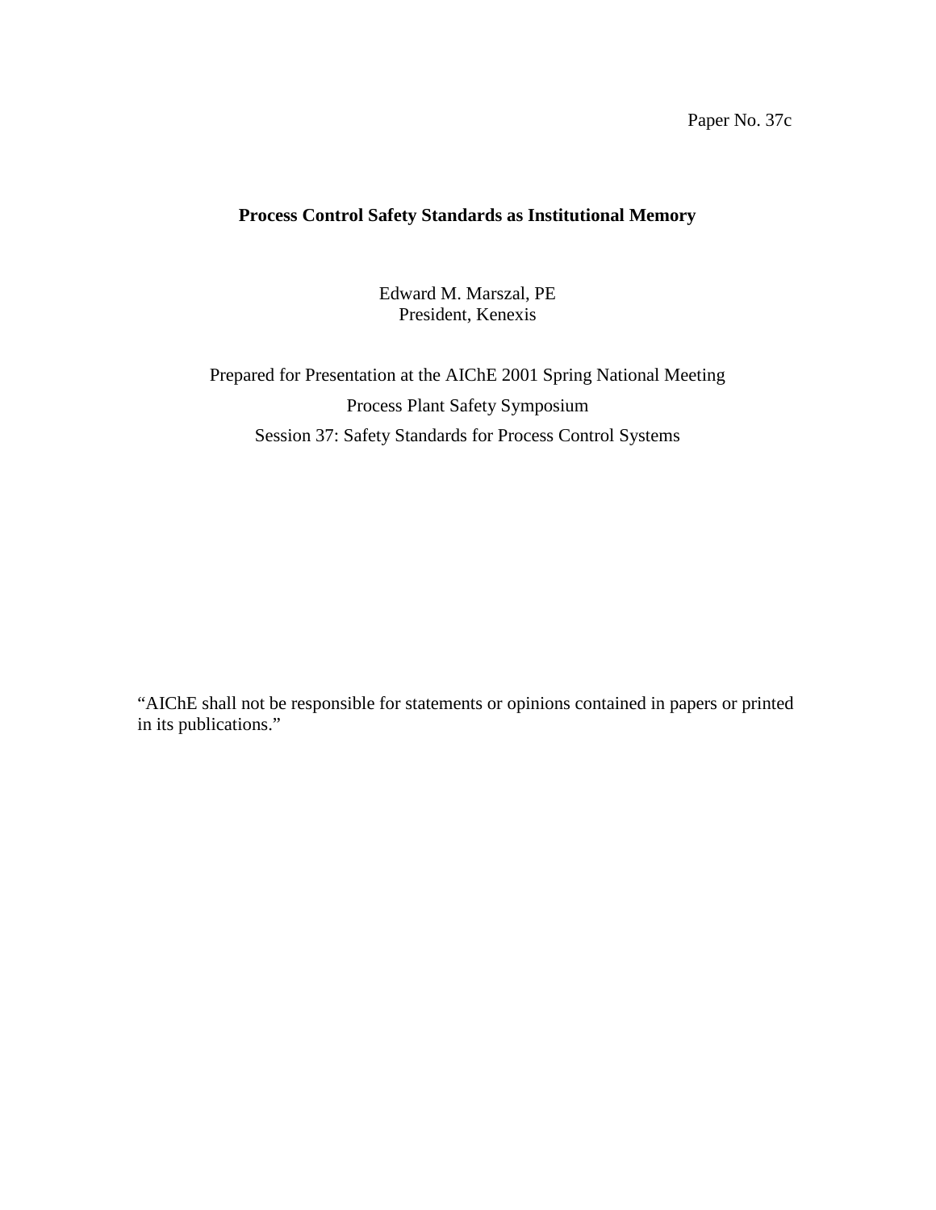Paper No. 37c

# Process Control Safety Standards as Institutional Memory

Edward M. Marszal, PE
President, Kenexis

Prepared for Presentation at the AIChE 2001 Spring National Meeting

Process Plant Safety Symposium

Session 37: Safety Standards for Process Control Systems

"AIChE shall not be responsible for statements or opinions contained in papers or printed in its publications."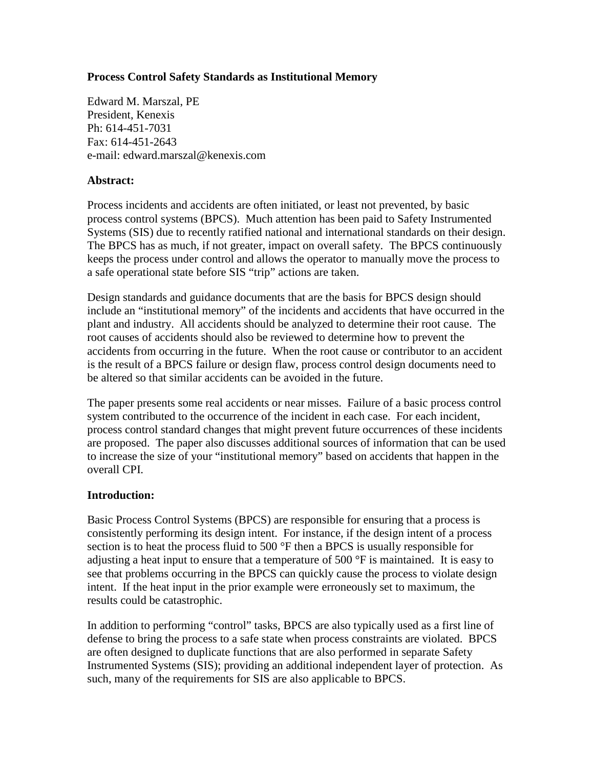**Process Control Safety Standards as Institutional Memory**

Edward M. Marszal, PE
President, Kenexis
Ph: 614-451-7031
Fax: 614-451-2643
e-mail: edward.marszal@kenexis.com

**Abstract:**

Process incidents and accidents are often initiated, or least not prevented, by basic process control systems (BPCS). Much attention has been paid to Safety Instrumented Systems (SIS) due to recently ratified national and international standards on their design. The BPCS has as much, if not greater, impact on overall safety. The BPCS continuously keeps the process under control and allows the operator to manually move the process to a safe operational state before SIS "trip" actions are taken.

Design standards and guidance documents that are the basis for BPCS design should include an "institutional memory" of the incidents and accidents that have occurred in the plant and industry. All accidents should be analyzed to determine their root cause. The root causes of accidents should also be reviewed to determine how to prevent the accidents from occurring in the future. When the root cause or contributor to an accident is the result of a BPCS failure or design flaw, process control design documents need to be altered so that similar accidents can be avoided in the future.

The paper presents some real accidents or near misses. Failure of a basic process control system contributed to the occurrence of the incident in each case. For each incident, process control standard changes that might prevent future occurrences of these incidents are proposed. The paper also discusses additional sources of information that can be used to increase the size of your "institutional memory" based on accidents that happen in the overall CPI.

**Introduction:**

Basic Process Control Systems (BPCS) are responsible for ensuring that a process is consistently performing its design intent. For instance, if the design intent of a process section is to heat the process fluid to 500 °F then a BPCS is usually responsible for adjusting a heat input to ensure that a temperature of 500 °F is maintained. It is easy to see that problems occurring in the BPCS can quickly cause the process to violate design intent. If the heat input in the prior example were erroneously set to maximum, the results could be catastrophic.

In addition to performing "control" tasks, BPCS are also typically used as a first line of defense to bring the process to a safe state when process constraints are violated. BPCS are often designed to duplicate functions that are also performed in separate Safety Instrumented Systems (SIS); providing an additional independent layer of protection. As such, many of the requirements for SIS are also applicable to BPCS.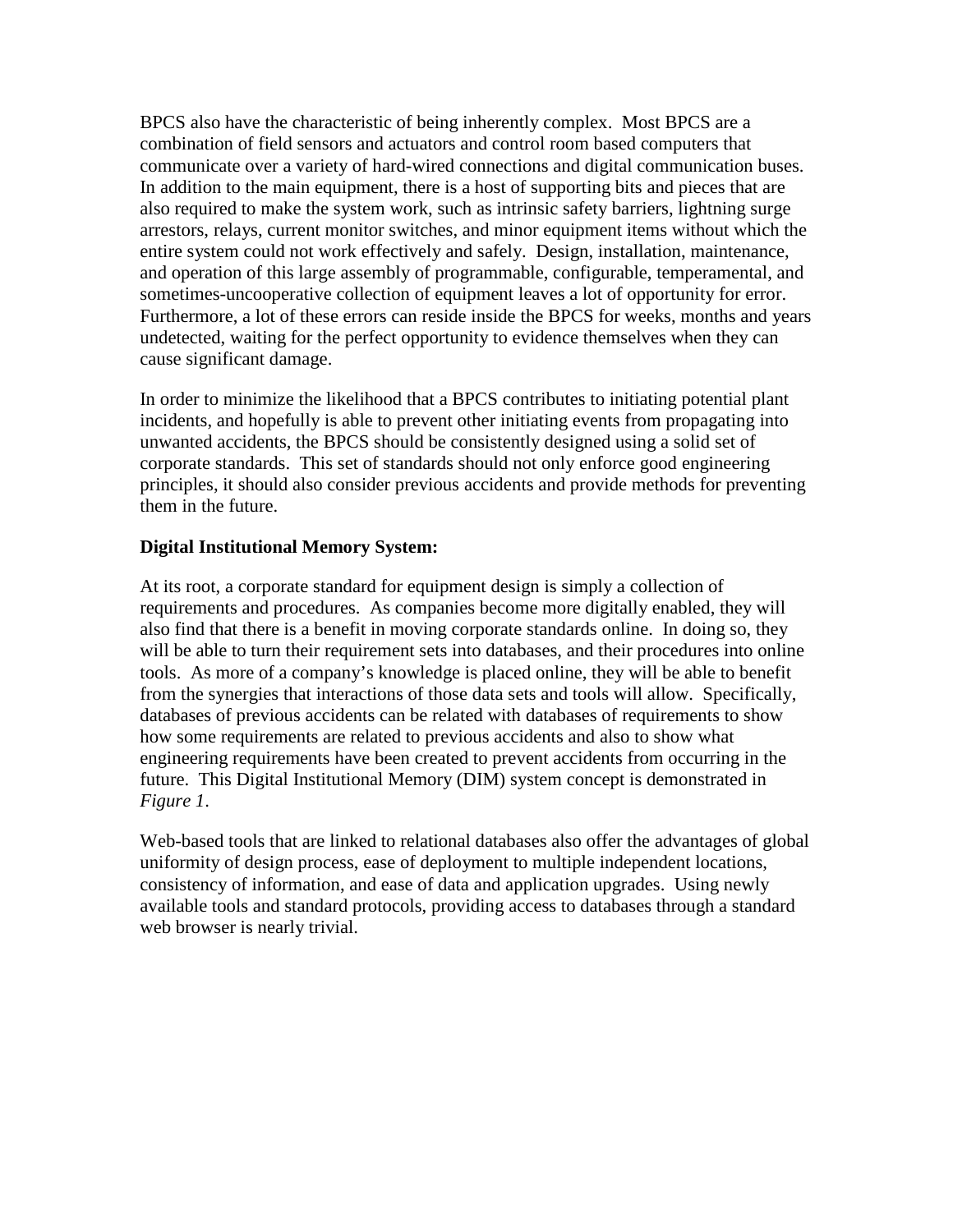BPCS also have the characteristic of being inherently complex. Most BPCS are a combination of field sensors and actuators and control room based computers that communicate over a variety of hard-wired connections and digital communication buses. In addition to the main equipment, there is a host of supporting bits and pieces that are also required to make the system work, such as intrinsic safety barriers, lightning surge arrestors, relays, current monitor switches, and minor equipment items without which the entire system could not work effectively and safely. Design, installation, maintenance, and operation of this large assembly of programmable, configurable, temperamental, and sometimes-uncooperative collection of equipment leaves a lot of opportunity for error. Furthermore, a lot of these errors can reside inside the BPCS for weeks, months and years undetected, waiting for the perfect opportunity to evidence themselves when they can cause significant damage.

In order to minimize the likelihood that a BPCS contributes to initiating potential plant incidents, and hopefully is able to prevent other initiating events from propagating into unwanted accidents, the BPCS should be consistently designed using a solid set of corporate standards. This set of standards should not only enforce good engineering principles, it should also consider previous accidents and provide methods for preventing them in the future.

**Digital Institutional Memory System:**

At its root, a corporate standard for equipment design is simply a collection of requirements and procedures. As companies become more digitally enabled, they will also find that there is a benefit in moving corporate standards online. In doing so, they will be able to turn their requirement sets into databases, and their procedures into online tools. As more of a company's knowledge is placed online, they will be able to benefit from the synergies that interactions of those data sets and tools will allow. Specifically, databases of previous accidents can be related with databases of requirements to show how some requirements are related to previous accidents and also to show what engineering requirements have been created to prevent accidents from occurring in the future. This Digital Institutional Memory (DIM) system concept is demonstrated in *Figure 1*.

Web-based tools that are linked to relational databases also offer the advantages of global uniformity of design process, ease of deployment to multiple independent locations, consistency of information, and ease of data and application upgrades. Using newly available tools and standard protocols, providing access to databases through a standard web browser is nearly trivial.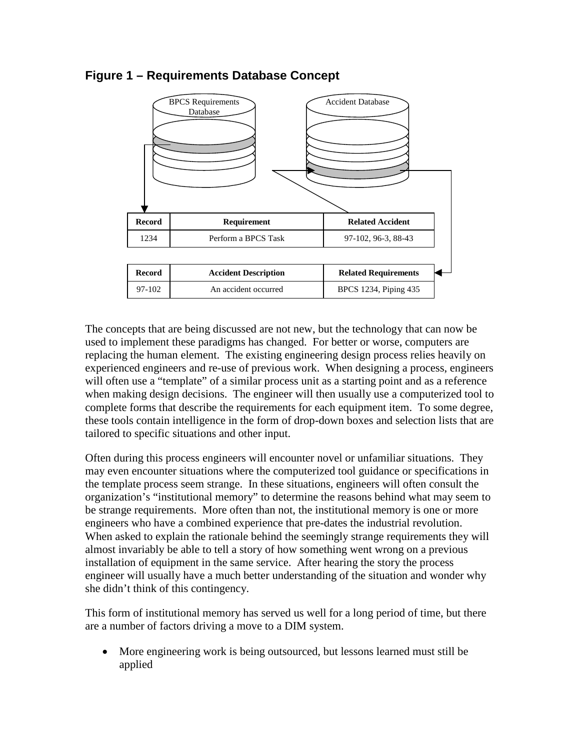### Figure 1 – Requirements Database Concept

BPCS Requirements Database

Accident Database

| Record | Requirement | Related Accident |
| --- | --- | --- |
| 1234 | Perform a BPCS Task | 97-102, 96-3, 88-43 |

| Record | Accident Description | Related Requirements |
| --- | --- | --- |
| 97-102 | An accident occurred | BPCS 1234, Piping 435 |

The concepts that are being discussed are not new, but the technology that can now be used to implement these paradigms has changed. For better or worse, computers are replacing the human element. The existing engineering design process relies heavily on experienced engineers and re-use of previous work. When designing a process, engineers will often use a "template" of a similar process unit as a starting point and as a reference when making design decisions. The engineer will then usually use a computerized tool to complete forms that describe the requirements for each equipment item. To some degree, these tools contain intelligence in the form of drop-down boxes and selection lists that are tailored to specific situations and other input.

Often during this process engineers will encounter novel or unfamiliar situations. They may even encounter situations where the computerized tool guidance or specifications in the template process seem strange. In these situations, engineers will often consult the organization's "institutional memory" to determine the reasons behind what may seem to be strange requirements. More often than not, the institutional memory is one or more engineers who have a combined experience that pre-dates the industrial revolution. When asked to explain the rationale behind the seemingly strange requirements they will almost invariably be able to tell a story of how something went wrong on a previous installation of equipment in the same service. After hearing the story the process engineer will usually have a much better understanding of the situation and wonder why she didn't think of this contingency.

This form of institutional memory has served us well for a long period of time, but there are a number of factors driving a move to a DIM system.

- More engineering work is being outsourced, but lessons learned must still be applied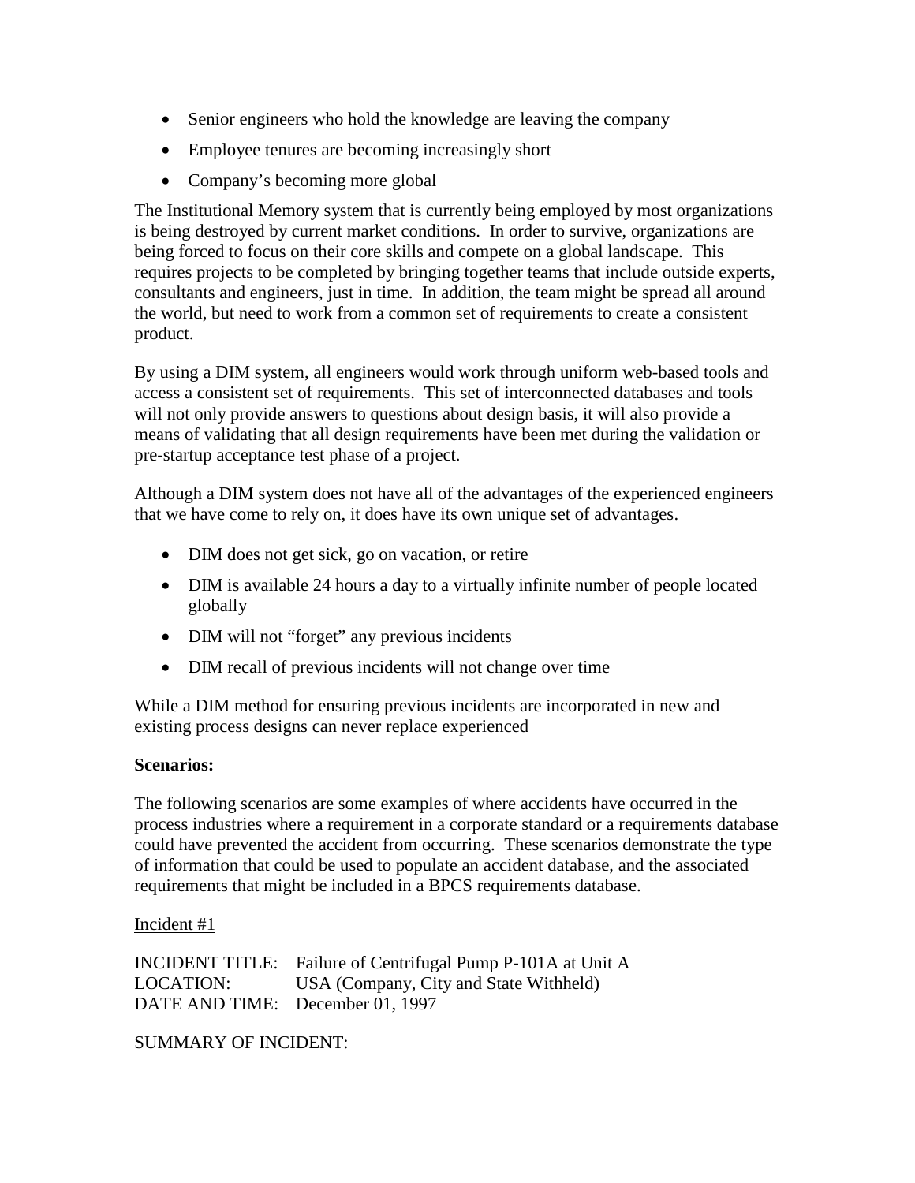- Senior engineers who hold the knowledge are leaving the company
- Employee tenures are becoming increasingly short
- Company's becoming more global

The Institutional Memory system that is currently being employed by most organizations is being destroyed by current market conditions. In order to survive, organizations are being forced to focus on their core skills and compete on a global landscape. This requires projects to be completed by bringing together teams that include outside experts, consultants and engineers, just in time. In addition, the team might be spread all around the world, but need to work from a common set of requirements to create a consistent product.

By using a DIM system, all engineers would work through uniform web-based tools and access a consistent set of requirements. This set of interconnected databases and tools will not only provide answers to questions about design basis, it will also provide a means of validating that all design requirements have been met during the validation or pre-startup acceptance test phase of a project.

Although a DIM system does not have all of the advantages of the experienced engineers that we have come to rely on, it does have its own unique set of advantages.

- DIM does not get sick, go on vacation, or retire
- DIM is available 24 hours a day to a virtually infinite number of people located globally
- DIM will not "forget" any previous incidents
- DIM recall of previous incidents will not change over time

While a DIM method for ensuring previous incidents are incorporated in new and existing process designs can never replace experienced

**Scenarios:**

The following scenarios are some examples of where accidents have occurred in the process industries where a requirement in a corporate standard or a requirements database could have prevented the accident from occurring. These scenarios demonstrate the type of information that could be used to populate an accident database, and the associated requirements that might be included in a BPCS requirements database.

Incident #1

INCIDENT TITLE: Failure of Centrifugal Pump P-101A at Unit A
LOCATION: USA (Company, City and State Withheld)
DATE AND TIME: December 01, 1997

SUMMARY OF INCIDENT: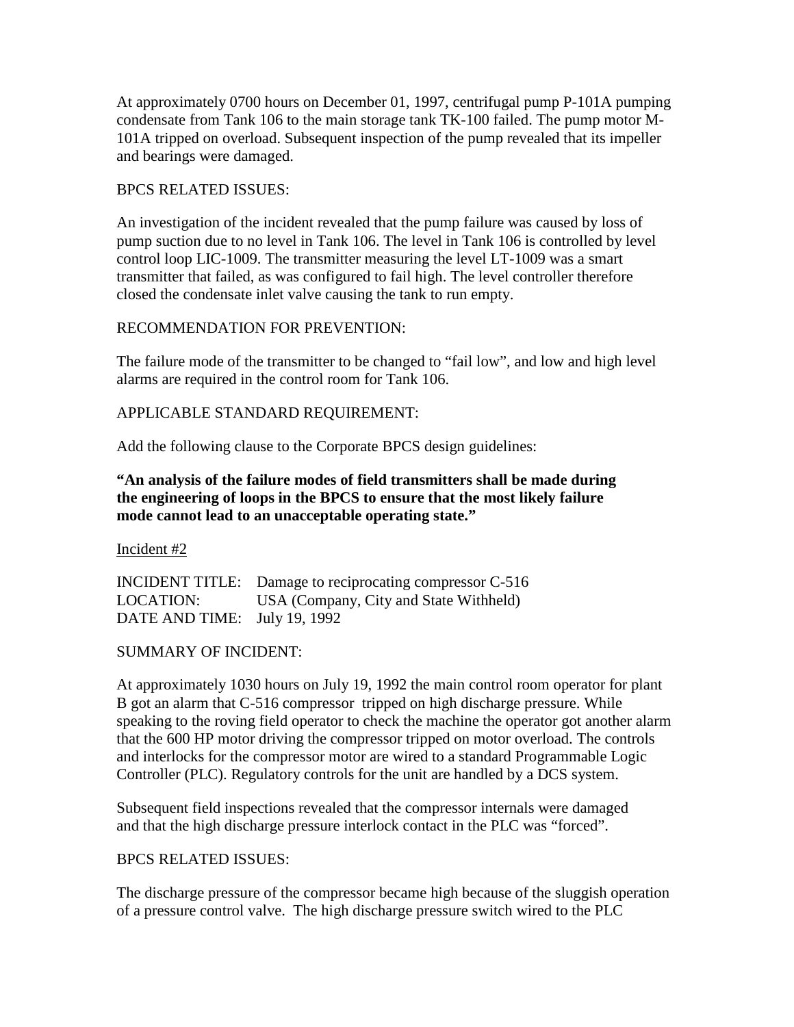At approximately 0700 hours on December 01, 1997, centrifugal pump P-101A pumping condensate from Tank 106 to the main storage tank TK-100 failed. The pump motor M-101A tripped on overload. Subsequent inspection of the pump revealed that its impeller and bearings were damaged.

BPCS RELATED ISSUES:

An investigation of the incident revealed that the pump failure was caused by loss of pump suction due to no level in Tank 106. The level in Tank 106 is controlled by level control loop LIC-1009. The transmitter measuring the level LT-1009 was a smart transmitter that failed, as was configured to fail high. The level controller therefore closed the condensate inlet valve causing the tank to run empty.

RECOMMENDATION FOR PREVENTION:

The failure mode of the transmitter to be changed to “fail low”, and low and high level alarms are required in the control room for Tank 106.

APPLICABLE STANDARD REQUIREMENT:

Add the following clause to the Corporate BPCS design guidelines:

**“An analysis of the failure modes of field transmitters shall be made during the engineering of loops in the BPCS to ensure that the most likely failure mode cannot lead to an unacceptable operating state.”**

<u>Incident #2</u>

INCIDENT TITLE: Damage to reciprocating compressor C-516
LOCATION: USA (Company, City and State Withheld)
DATE AND TIME: July 19, 1992

SUMMARY OF INCIDENT:

At approximately 1030 hours on July 19, 1992 the main control room operator for plant B got an alarm that C-516 compressor tripped on high discharge pressure. While speaking to the roving field operator to check the machine the operator got another alarm that the 600 HP motor driving the compressor tripped on motor overload. The controls and interlocks for the compressor motor are wired to a standard Programmable Logic Controller (PLC). Regulatory controls for the unit are handled by a DCS system.

Subsequent field inspections revealed that the compressor internals were damaged and that the high discharge pressure interlock contact in the PLC was “forced”.

BPCS RELATED ISSUES:

The discharge pressure of the compressor became high because of the sluggish operation of a pressure control valve. The high discharge pressure switch wired to the PLC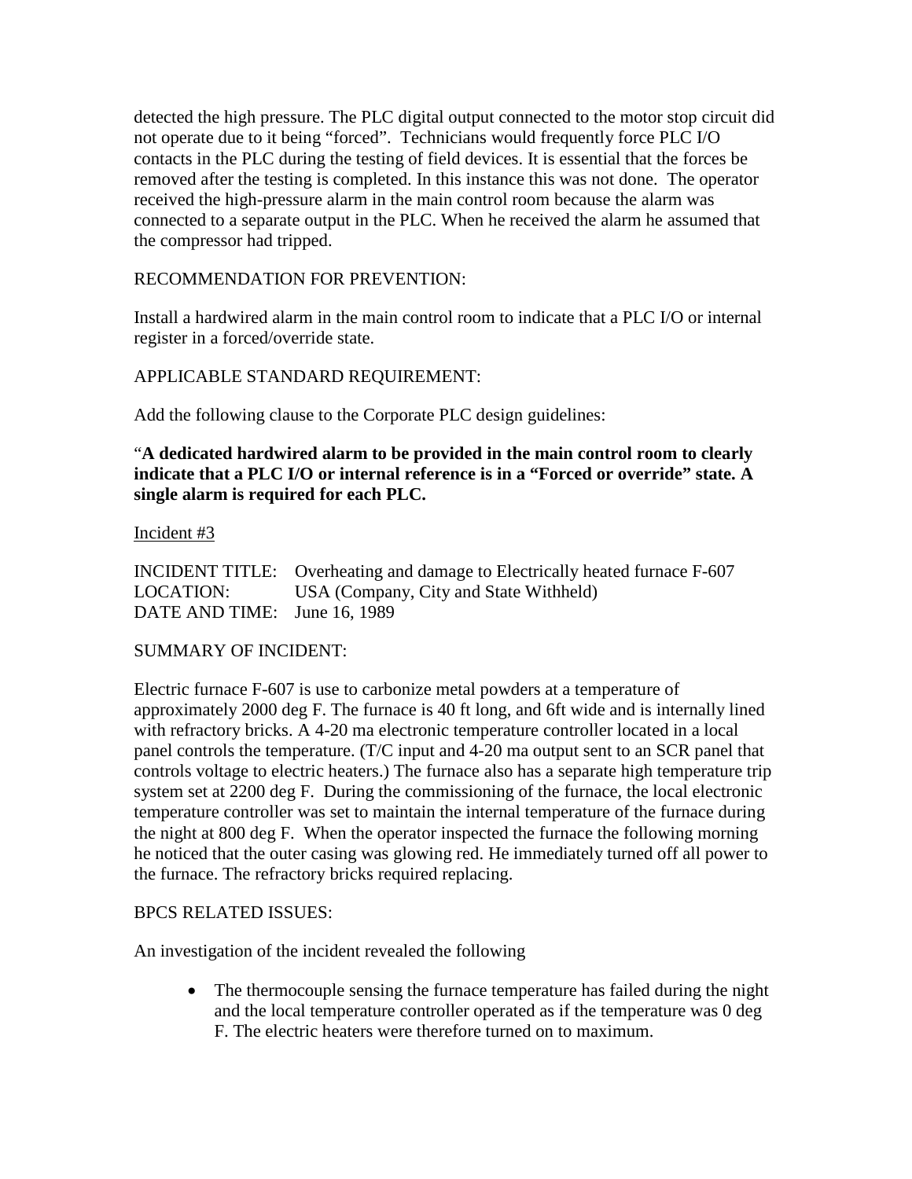detected the high pressure. The PLC digital output connected to the motor stop circuit did not operate due to it being "forced". Technicians would frequently force PLC I/O contacts in the PLC during the testing of field devices. It is essential that the forces be removed after the testing is completed. In this instance this was not done. The operator received the high-pressure alarm in the main control room because the alarm was connected to a separate output in the PLC. When he received the alarm he assumed that the compressor had tripped.

RECOMMENDATION FOR PREVENTION:

Install a hardwired alarm in the main control room to indicate that a PLC I/O or internal register in a forced/override state.

APPLICABLE STANDARD REQUIREMENT:

Add the following clause to the Corporate PLC design guidelines:

"**A dedicated hardwired alarm to be provided in the main control room to clearly indicate that a PLC I/O or internal reference is in a "Forced or override" state. A single alarm is required for each PLC.**

<u>Incident #3</u>

INCIDENT TITLE: Overheating and damage to Electrically heated furnace F-607
LOCATION: USA (Company, City and State Withheld)
DATE AND TIME: June 16, 1989

SUMMARY OF INCIDENT:

Electric furnace F-607 is use to carbonize metal powders at a temperature of approximately 2000 deg F. The furnace is 40 ft long, and 6ft wide and is internally lined with refractory bricks. A 4-20 ma electronic temperature controller located in a local panel controls the temperature. (T/C input and 4-20 ma output sent to an SCR panel that controls voltage to electric heaters.) The furnace also has a separate high temperature trip system set at 2200 deg F. During the commissioning of the furnace, the local electronic temperature controller was set to maintain the internal temperature of the furnace during the night at 800 deg F. When the operator inspected the furnace the following morning he noticed that the outer casing was glowing red. He immediately turned off all power to the furnace. The refractory bricks required replacing.

BPCS RELATED ISSUES:

An investigation of the incident revealed the following

- The thermocouple sensing the furnace temperature has failed during the night and the local temperature controller operated as if the temperature was 0 deg F. The electric heaters were therefore turned on to maximum.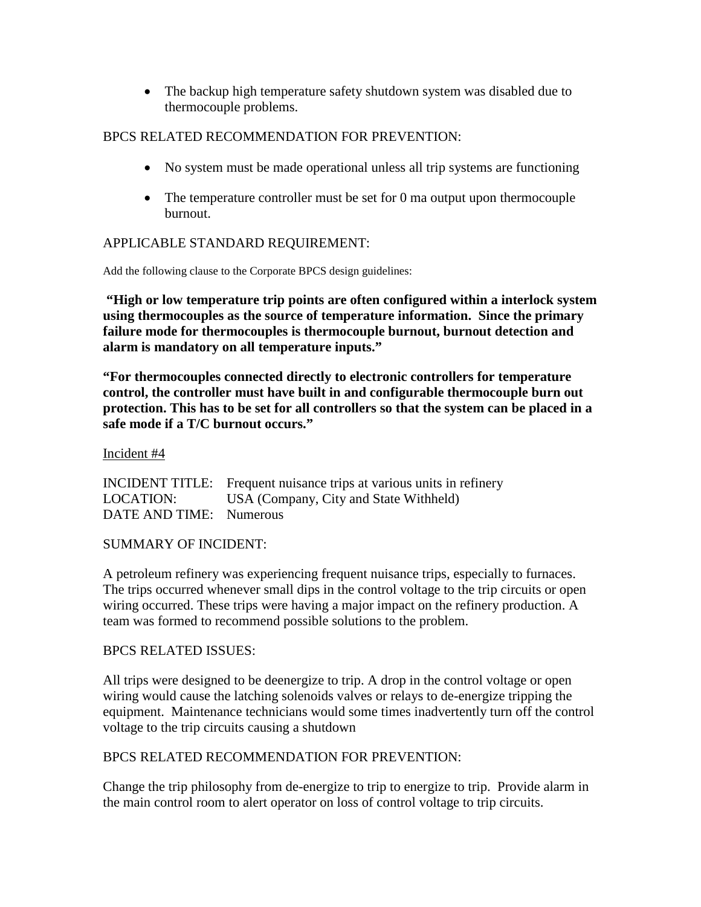- The backup high temperature safety shutdown system was disabled due to thermocouple problems.

BPCS RELATED RECOMMENDATION FOR PREVENTION:

- No system must be made operational unless all trip systems are functioning
- The temperature controller must be set for 0 ma output upon thermocouple burnout.

APPLICABLE STANDARD REQUIREMENT:

Add the following clause to the Corporate BPCS design guidelines:

**"High or low temperature trip points are often configured within a interlock system using thermocouples as the source of temperature information. Since the primary failure mode for thermocouples is thermocouple burnout, burnout detection and alarm is mandatory on all temperature inputs."**

**"For thermocouples connected directly to electronic controllers for temperature control, the controller must have built in and configurable thermocouple burn out protection. This has to be set for all controllers so that the system can be placed in a safe mode if a T/C burnout occurs."**

<u>Incident #4</u>

INCIDENT TITLE: Frequent nuisance trips at various units in refinery
LOCATION: USA (Company, City and State Withheld)
DATE AND TIME: Numerous

SUMMARY OF INCIDENT:

A petroleum refinery was experiencing frequent nuisance trips, especially to furnaces. The trips occurred whenever small dips in the control voltage to the trip circuits or open wiring occurred. These trips were having a major impact on the refinery production. A team was formed to recommend possible solutions to the problem.

BPCS RELATED ISSUES:

All trips were designed to be deenergize to trip. A drop in the control voltage or open wiring would cause the latching solenoids valves or relays to de-energize tripping the equipment. Maintenance technicians would some times inadvertently turn off the control voltage to the trip circuits causing a shutdown

BPCS RELATED RECOMMENDATION FOR PREVENTION:

Change the trip philosophy from de-energize to trip to energize to trip. Provide alarm in the main control room to alert operator on loss of control voltage to trip circuits.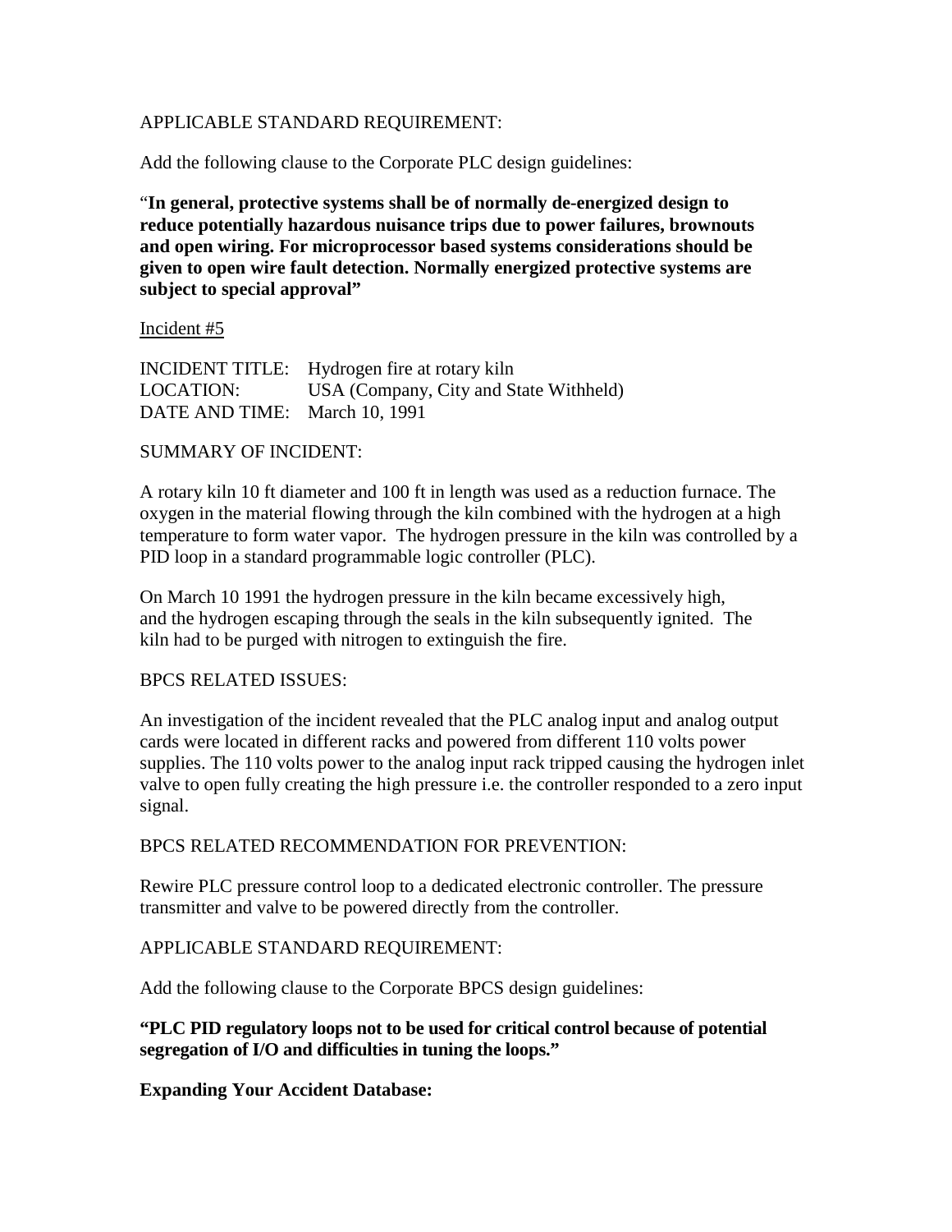APPLICABLE STANDARD REQUIREMENT:

Add the following clause to the Corporate PLC design guidelines:

"**In general, protective systems shall be of normally de-energized design to reduce potentially hazardous nuisance trips due to power failures, brownouts and open wiring. For microprocessor based systems considerations should be given to open wire fault detection. Normally energized protective systems are subject to special approval"**

<u>Incident #5</u>

INCIDENT TITLE: Hydrogen fire at rotary kiln
LOCATION: USA (Company, City and State Withheld)
DATE AND TIME: March 10, 1991

SUMMARY OF INCIDENT:

A rotary kiln 10 ft diameter and 100 ft in length was used as a reduction furnace. The oxygen in the material flowing through the kiln combined with the hydrogen at a high temperature to form water vapor. The hydrogen pressure in the kiln was controlled by a PID loop in a standard programmable logic controller (PLC).

On March 10 1991 the hydrogen pressure in the kiln became excessively high, and the hydrogen escaping through the seals in the kiln subsequently ignited. The kiln had to be purged with nitrogen to extinguish the fire.

BPCS RELATED ISSUES:

An investigation of the incident revealed that the PLC analog input and analog output cards were located in different racks and powered from different 110 volts power supplies. The 110 volts power to the analog input rack tripped causing the hydrogen inlet valve to open fully creating the high pressure i.e. the controller responded to a zero input signal.

BPCS RELATED RECOMMENDATION FOR PREVENTION:

Rewire PLC pressure control loop to a dedicated electronic controller. The pressure transmitter and valve to be powered directly from the controller.

APPLICABLE STANDARD REQUIREMENT:

Add the following clause to the Corporate BPCS design guidelines:

**"PLC PID regulatory loops not to be used for critical control because of potential segregation of I/O and difficulties in tuning the loops."**

**Expanding Your Accident Database:**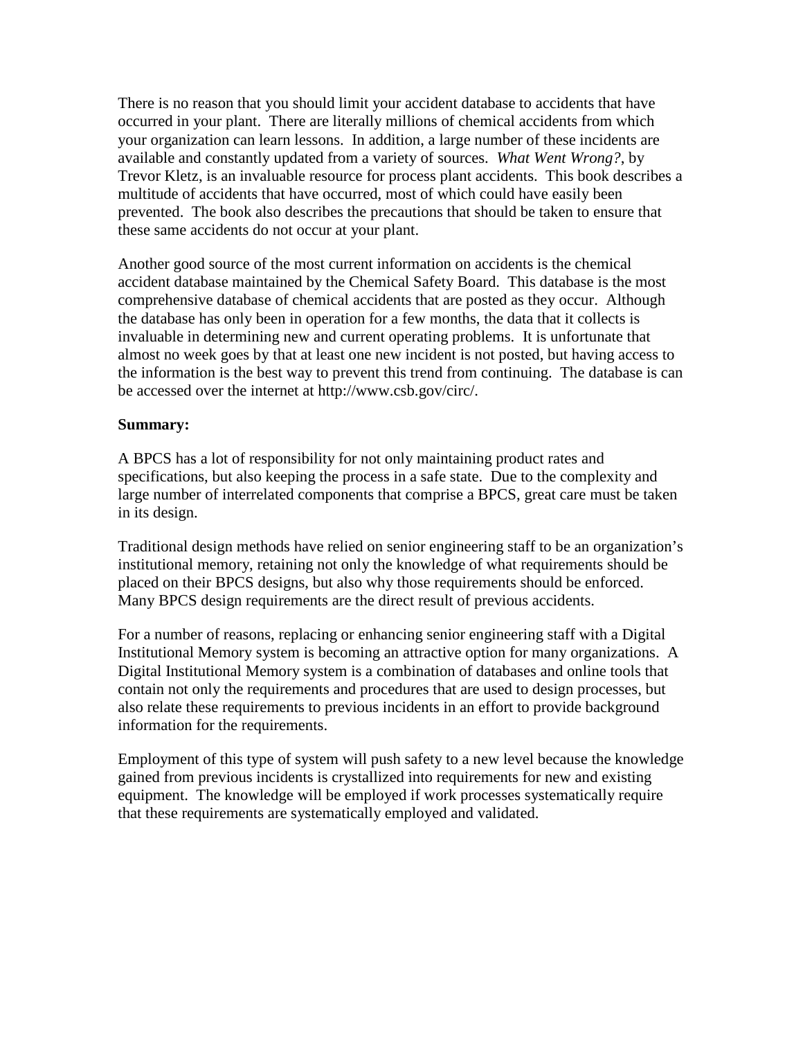There is no reason that you should limit your accident database to accidents that have occurred in your plant. There are literally millions of chemical accidents from which your organization can learn lessons. In addition, a large number of these incidents are available and constantly updated from a variety of sources. *What Went Wrong?*, by Trevor Kletz, is an invaluable resource for process plant accidents. This book describes a multitude of accidents that have occurred, most of which could have easily been prevented. The book also describes the precautions that should be taken to ensure that these same accidents do not occur at your plant.

Another good source of the most current information on accidents is the chemical accident database maintained by the Chemical Safety Board. This database is the most comprehensive database of chemical accidents that are posted as they occur. Although the database has only been in operation for a few months, the data that it collects is invaluable in determining new and current operating problems. It is unfortunate that almost no week goes by that at least one new incident is not posted, but having access to the information is the best way to prevent this trend from continuing. The database is can be accessed over the internet at http://www.csb.gov/circ/.

**Summary:**

A BPCS has a lot of responsibility for not only maintaining product rates and specifications, but also keeping the process in a safe state. Due to the complexity and large number of interrelated components that comprise a BPCS, great care must be taken in its design.

Traditional design methods have relied on senior engineering staff to be an organization's institutional memory, retaining not only the knowledge of what requirements should be placed on their BPCS designs, but also why those requirements should be enforced. Many BPCS design requirements are the direct result of previous accidents.

For a number of reasons, replacing or enhancing senior engineering staff with a Digital Institutional Memory system is becoming an attractive option for many organizations. A Digital Institutional Memory system is a combination of databases and online tools that contain not only the requirements and procedures that are used to design processes, but also relate these requirements to previous incidents in an effort to provide background information for the requirements.

Employment of this type of system will push safety to a new level because the knowledge gained from previous incidents is crystallized into requirements for new and existing equipment. The knowledge will be employed if work processes systematically require that these requirements are systematically employed and validated.